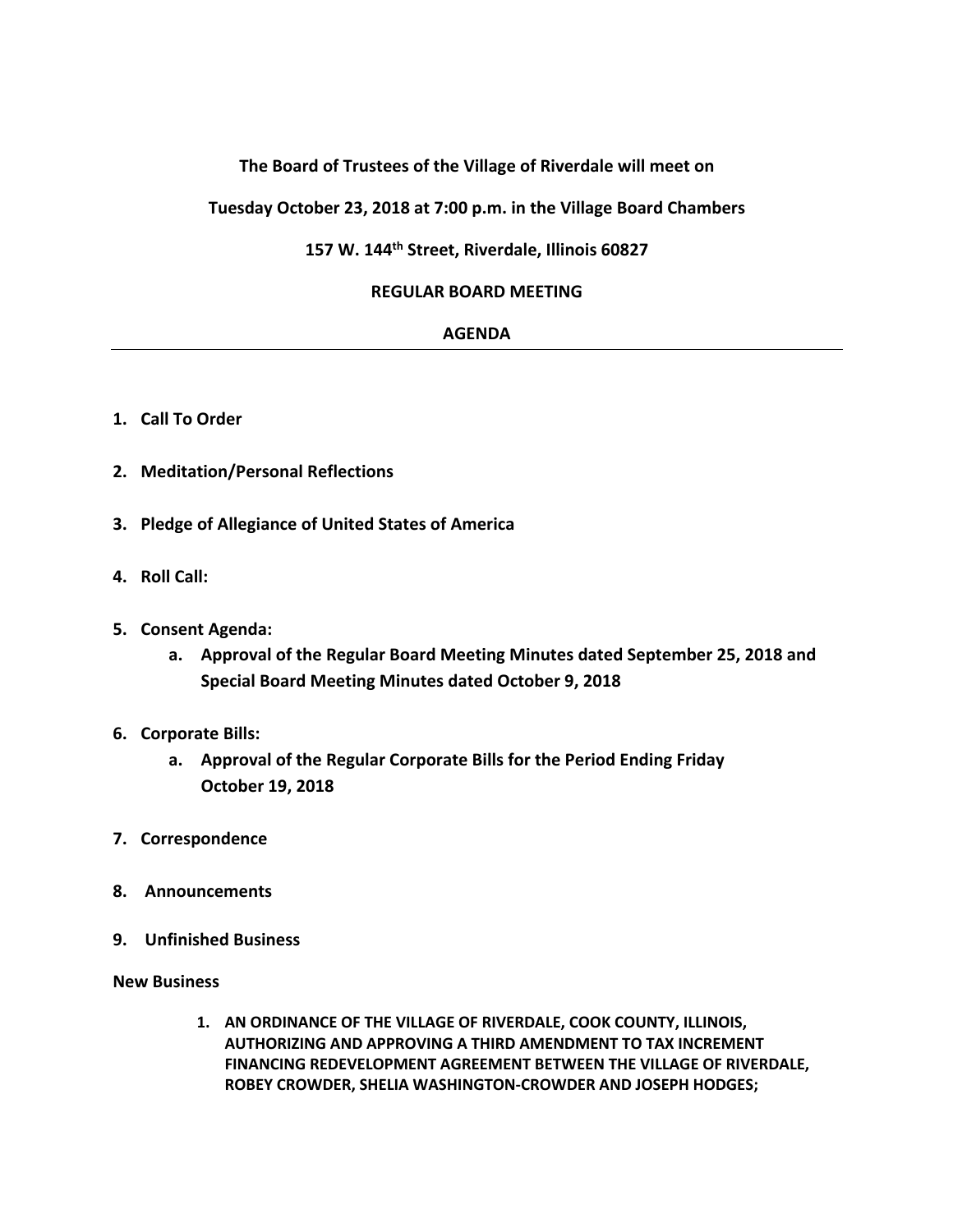**The Board of Trustees of the Village of Riverdale will meet on**

**Tuesday October 23, 2018 at 7:00 p.m. in the Village Board Chambers**

**157 W. 144th Street, Riverdale, Illinois 60827**

**REGULAR BOARD MEETING**

**AGENDA**

---

1. **Call To Order**

2. **Meditation/Personal Reflections**

3. **Pledge of Allegiance of United States of America**

4. **Roll Call:**

5. **Consent Agenda:**
    a. **Approval of the Regular Board Meeting Minutes dated September 25, 2018 and Special Board Meeting Minutes dated October 9, 2018**

6. **Corporate Bills:**
    a. **Approval of the Regular Corporate Bills for the Period Ending Friday October 19, 2018**

7. **Correspondence**

8. **Announcements**

9. **Unfinished Business**

**New Business**

1. **AN ORDINANCE OF THE VILLAGE OF RIVERDALE, COOK COUNTY, ILLINOIS, AUTHORIZING AND APPROVING A THIRD AMENDMENT TO TAX INCREMENT FINANCING REDEVELOPMENT AGREEMENT BETWEEN THE VILLAGE OF RIVERDALE, ROBEY CROWDER, SHELIA WASHINGTON-CROWDER AND JOSEPH HODGES;**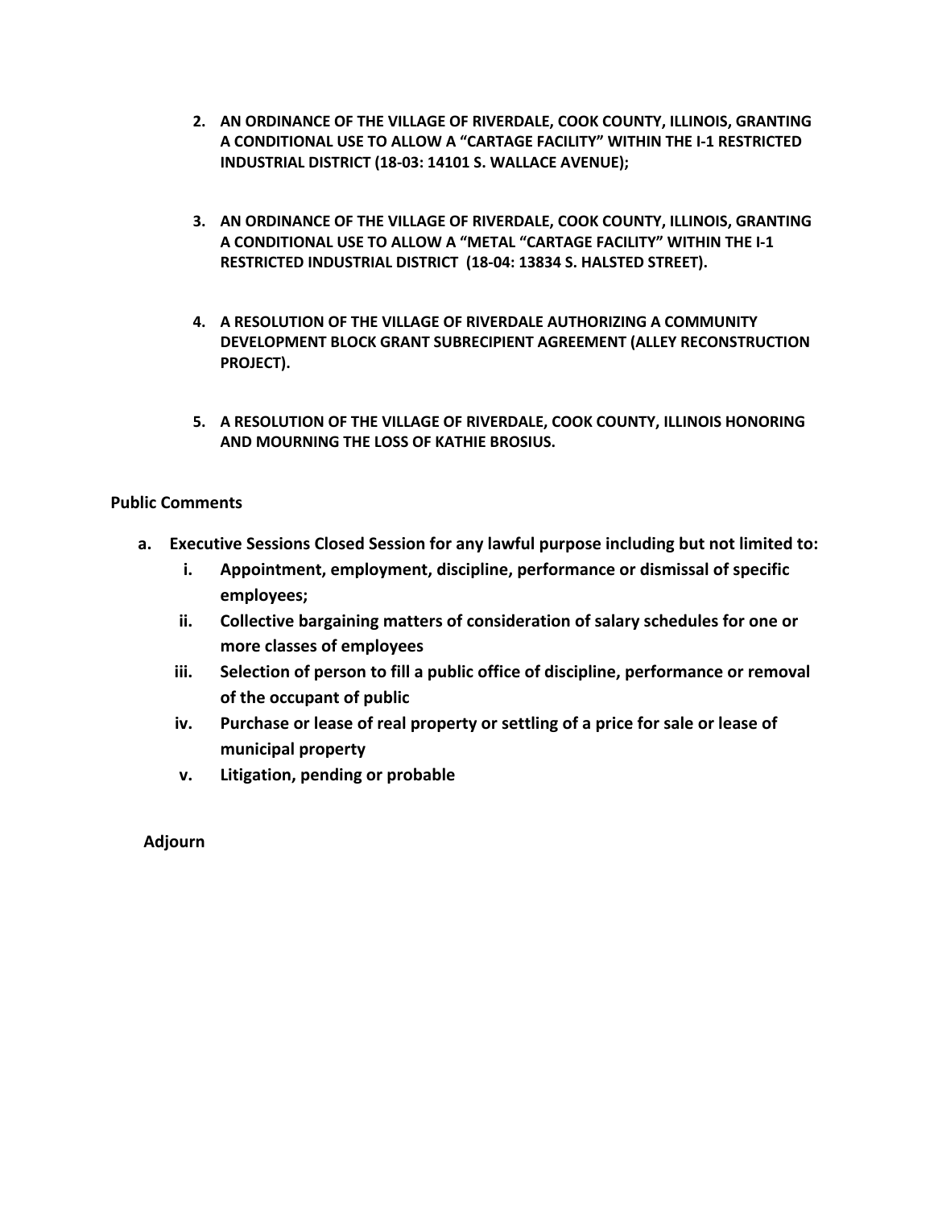2. **AN ORDINANCE OF THE VILLAGE OF RIVERDALE, COOK COUNTY, ILLINOIS, GRANTING A CONDITIONAL USE TO ALLOW A "CARTAGE FACILITY" WITHIN THE I-1 RESTRICTED INDUSTRIAL DISTRICT (18-03: 14101 S. WALLACE AVENUE);**

3. **AN ORDINANCE OF THE VILLAGE OF RIVERDALE, COOK COUNTY, ILLINOIS, GRANTING A CONDITIONAL USE TO ALLOW A "METAL "CARTAGE FACILITY" WITHIN THE I-1 RESTRICTED INDUSTRIAL DISTRICT (18-04: 13834 S. HALSTED STREET).**

4. **A RESOLUTION OF THE VILLAGE OF RIVERDALE AUTHORIZING A COMMUNITY DEVELOPMENT BLOCK GRANT SUBRECIPIENT AGREEMENT (ALLEY RECONSTRUCTION PROJECT).**

5. **A RESOLUTION OF THE VILLAGE OF RIVERDALE, COOK COUNTY, ILLINOIS HONORING AND MOURNING THE LOSS OF KATHIE BROSIUS.**

**Public Comments**

a. **Executive Sessions Closed Session for any lawful purpose including but not limited to:**
   i. **Appointment, employment, discipline, performance or dismissal of specific employees;**
   ii. **Collective bargaining matters of consideration of salary schedules for one or more classes of employees**
   iii. **Selection of person to fill a public office of discipline, performance or removal of the occupant of public**
   iv. **Purchase or lease of real property or settling of a price for sale or lease of municipal property**
   v. **Litigation, pending or probable**

**Adjourn**